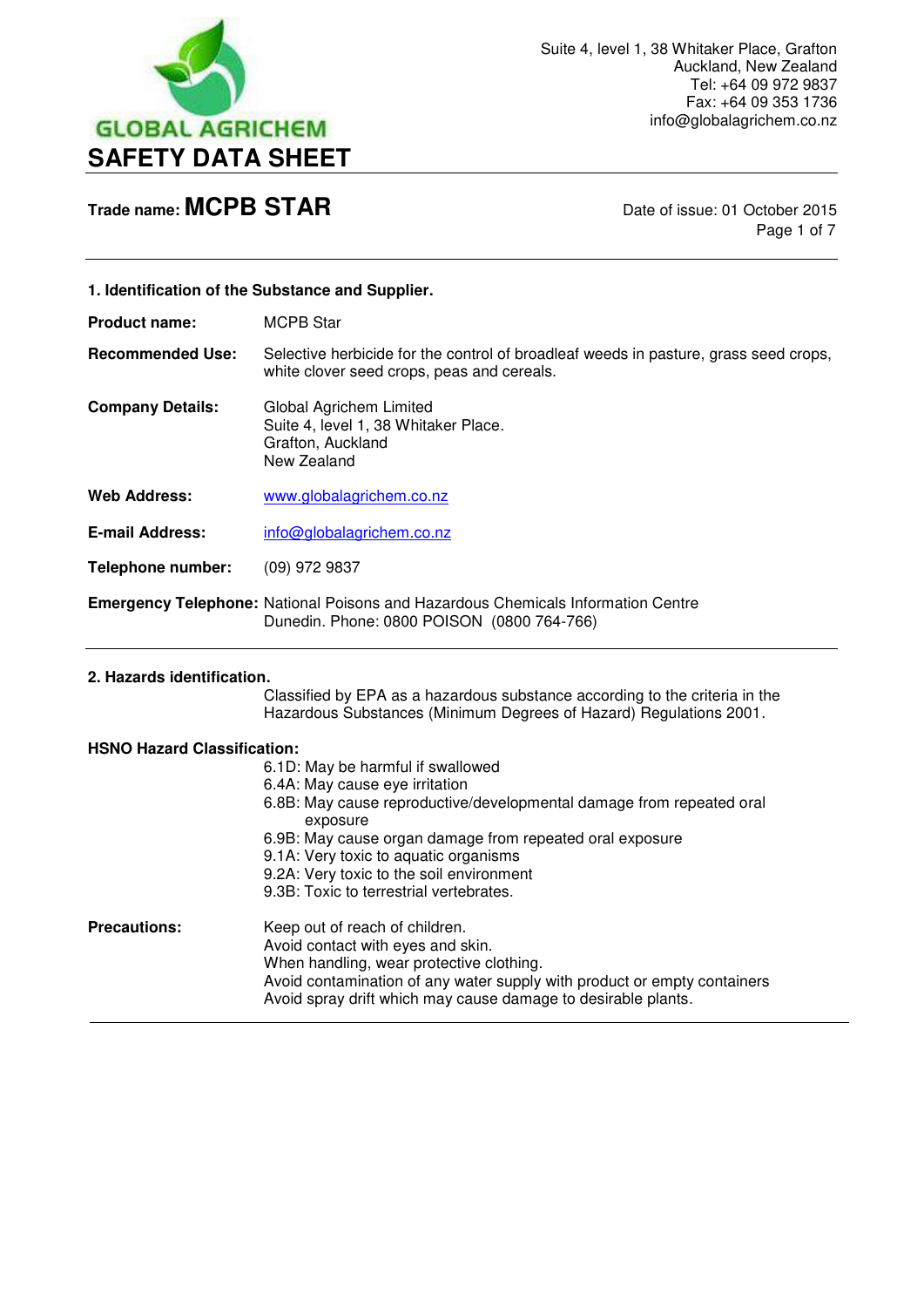GLOBAL AGRICHEM

# SAFETY DATA SHEET

Suite 4, level 1, 38 Whitaker Place, Grafton
Auckland, New Zealand
Tel: +64 09 972 9837
Fax: +64 09 353 1736
info@globalagrichem.co.nz

**Trade name: MCPB STAR**

Date of issue: 01 October 2015

## 1. Identification of the Substance and Supplier.

**Product name:** MCPB Star

**Recommended Use:** Selective herbicide for the control of broadleaf weeds in pasture, grass seed crops, white clover seed crops, peas and cereals.

**Company Details:** Global Agrichem Limited
Suite 4, level 1, 38 Whitaker Place.
Grafton, Auckland
New Zealand

**Web Address:** www.globalagrichem.co.nz

**E-mail Address:** info@globalagrichem.co.nz

**Telephone number:** (09) 972 9837

**Emergency Telephone:** National Poisons and Hazardous Chemicals Information Centre Dunedin. Phone: 0800 POISON (0800 764-766)

## 2. Hazards identification.

Classified by EPA as a hazardous substance according to the criteria in the Hazardous Substances (Minimum Degrees of Hazard) Regulations 2001.

**HSNO Hazard Classification:**

6.1D: May be harmful if swallowed
6.4A: May cause eye irritation
6.8B: May cause reproductive/developmental damage from repeated oral exposure
6.9B: May cause organ damage from repeated oral exposure
9.1A: Very toxic to aquatic organisms
9.2A: Very toxic to the soil environment
9.3B: Toxic to terrestrial vertebrates.

**Precautions:**

Keep out of reach of children.
Avoid contact with eyes and skin.
When handling, wear protective clothing.
Avoid contamination of any water supply with product or empty containers
Avoid spray drift which may cause damage to desirable plants.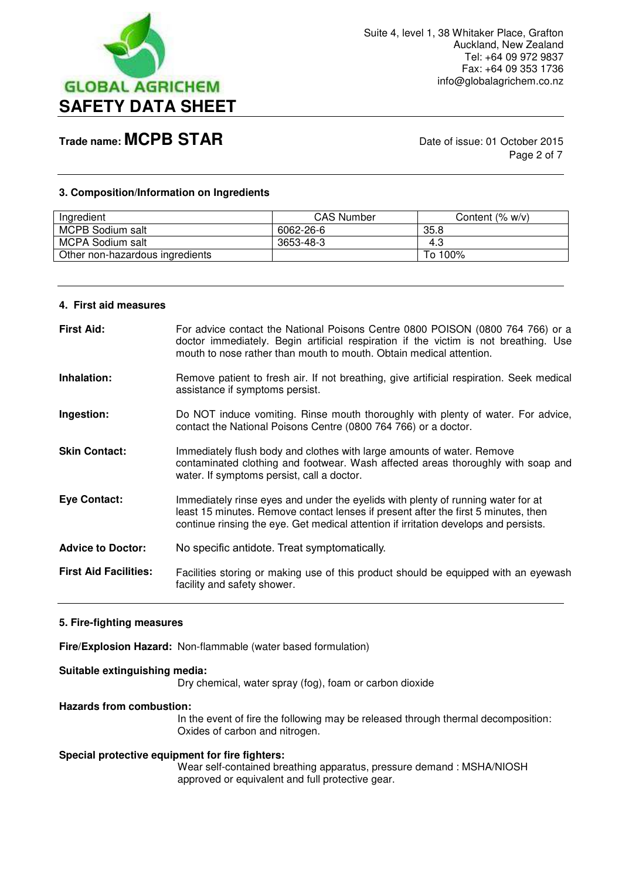## 3. Composition/Information on Ingredients

| Ingredient | CAS Number | Content (% w/v) |
|---|---|---|
| MCPB Sodium salt | 6062-26-6 | 35.8 |
| MCPA Sodium salt | 3653-48-3 | 4.3 |
| Other non-hazardous ingredients | | To 100% |

## 4. First aid measures

**First Aid:** For advice contact the National Poisons Centre 0800 POISON (0800 764 766) or a doctor immediately. Begin artificial respiration if the victim is not breathing. Use mouth to nose rather than mouth to mouth. Obtain medical attention.

**Inhalation:** Remove patient to fresh air. If not breathing, give artificial respiration. Seek medical assistance if symptoms persist.

**Ingestion:** Do NOT induce vomiting. Rinse mouth thoroughly with plenty of water. For advice, contact the National Poisons Centre (0800 764 766) or a doctor.

**Skin Contact:** Immediately flush body and clothes with large amounts of water. Remove contaminated clothing and footwear. Wash affected areas thoroughly with soap and water. If symptoms persist, call a doctor.

**Eye Contact:** Immediately rinse eyes and under the eyelids with plenty of running water for at least 15 minutes. Remove contact lenses if present after the first 5 minutes, then continue rinsing the eye. Get medical attention if irritation develops and persists.

**Advice to Doctor:** No specific antidote. Treat symptomatically.

**First Aid Facilities:** Facilities storing or making use of this product should be equipped with an eyewash facility and safety shower.

## 5. Fire-fighting measures

**Fire/Explosion Hazard:** Non-flammable (water based formulation)

**Suitable extinguishing media:**
Dry chemical, water spray (fog), foam or carbon dioxide

**Hazards from combustion:**
In the event of fire the following may be released through thermal decomposition: Oxides of carbon and nitrogen.

**Special protective equipment for fire fighters:**
Wear self-contained breathing apparatus, pressure demand : MSHA/NIOSH approved or equivalent and full protective gear.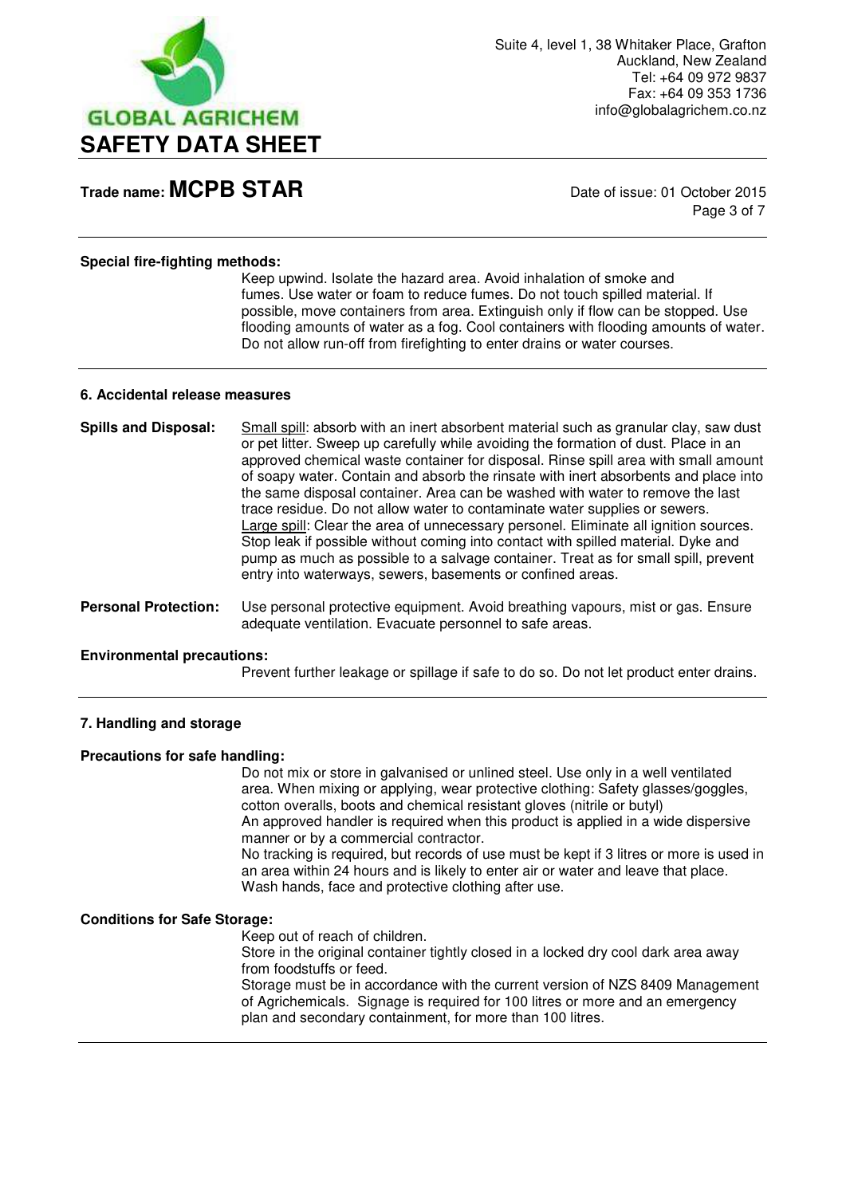**Special fire-fighting methods:**

Keep upwind. Isolate the hazard area. Avoid inhalation of smoke and fumes. Use water or foam to reduce fumes. Do not touch spilled material. If possible, move containers from area. Extinguish only if flow can be stopped. Use flooding amounts of water as a fog. Cool containers with flooding amounts of water. Do not allow run-off from firefighting to enter drains or water courses.

## 6. Accidental release measures

**Spills and Disposal:** Small spill: absorb with an inert absorbent material such as granular clay, saw dust or pet litter. Sweep up carefully while avoiding the formation of dust. Place in an approved chemical waste container for disposal. Rinse spill area with small amount of soapy water. Contain and absorb the rinsate with inert absorbents and place into the same disposal container. Area can be washed with water to remove the last trace residue. Do not allow water to contaminate water supplies or sewers.
Large spill: Clear the area of unnecessary personel. Eliminate all ignition sources. Stop leak if possible without coming into contact with spilled material. Dyke and pump as much as possible to a salvage container. Treat as for small spill, prevent entry into waterways, sewers, basements or confined areas.

**Personal Protection:** Use personal protective equipment. Avoid breathing vapours, mist or gas. Ensure adequate ventilation. Evacuate personnel to safe areas.

**Environmental precautions:**

Prevent further leakage or spillage if safe to do so. Do not let product enter drains.

## 7. Handling and storage

**Precautions for safe handling:**

Do not mix or store in galvanised or unlined steel. Use only in a well ventilated area. When mixing or applying, wear protective clothing: Safety glasses/goggles, cotton overalls, boots and chemical resistant gloves (nitrile or butyl)
An approved handler is required when this product is applied in a wide dispersive manner or by a commercial contractor.
No tracking is required, but records of use must be kept if 3 litres or more is used in an area within 24 hours and is likely to enter air or water and leave that place.
Wash hands, face and protective clothing after use.

**Conditions for Safe Storage:**

Keep out of reach of children.
Store in the original container tightly closed in a locked dry cool dark area away from foodstuffs or feed.
Storage must be in accordance with the current version of NZS 8409 Management of Agrichemicals. Signage is required for 100 litres or more and an emergency plan and secondary containment, for more than 100 litres.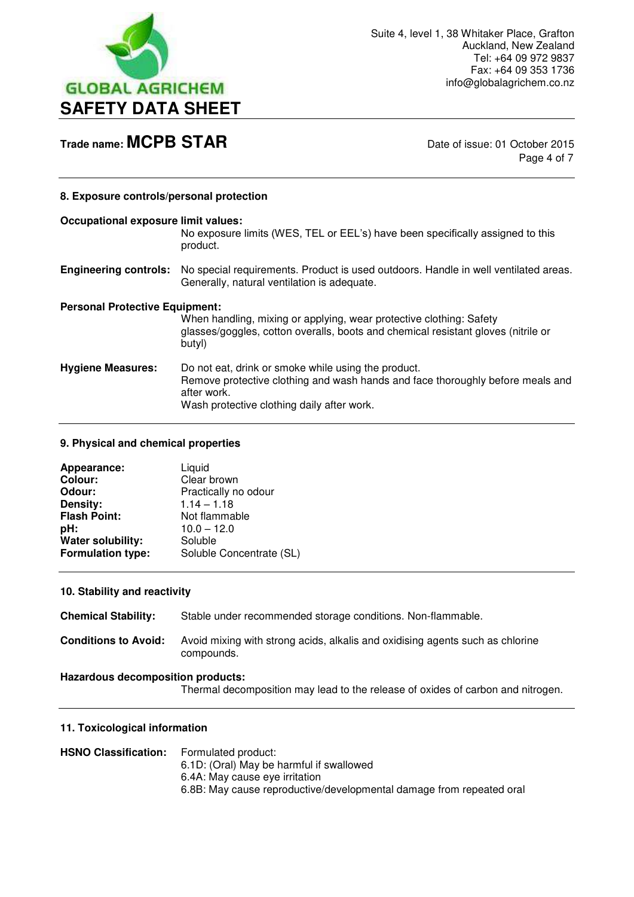## 8. Exposure controls/personal protection

**Occupational exposure limit values:**
No exposure limits (WES, TEL or EEL's) have been specifically assigned to this product.

**Engineering controls:** No special requirements. Product is used outdoors. Handle in well ventilated areas. Generally, natural ventilation is adequate.

**Personal Protective Equipment:**
When handling, mixing or applying, wear protective clothing: Safety glasses/goggles, cotton overalls, boots and chemical resistant gloves (nitrile or butyl)

**Hygiene Measures:** Do not eat, drink or smoke while using the product.
Remove protective clothing and wash hands and face thoroughly before meals and after work.
Wash protective clothing daily after work.

## 9. Physical and chemical properties

| | |
|---|---|
| **Appearance:** | Liquid |
| **Colour:** | Clear brown |
| **Odour:** | Practically no odour |
| **Density:** | 1.14 – 1.18 |
| **Flash Point:** | Not flammable |
| **pH:** | 10.0 – 12.0 |
| **Water solubility:** | Soluble |
| **Formulation type:** | Soluble Concentrate (SL) |

## 10. Stability and reactivity

**Chemical Stability:** Stable under recommended storage conditions. Non-flammable.

**Conditions to Avoid:** Avoid mixing with strong acids, alkalis and oxidising agents such as chlorine compounds.

**Hazardous decomposition products:**
Thermal decomposition may lead to the release of oxides of carbon and nitrogen.

## 11. Toxicological information

**HSNO Classification:** Formulated product:
6.1D: (Oral) May be harmful if swallowed
6.4A: May cause eye irritation
6.8B: May cause reproductive/developmental damage from repeated oral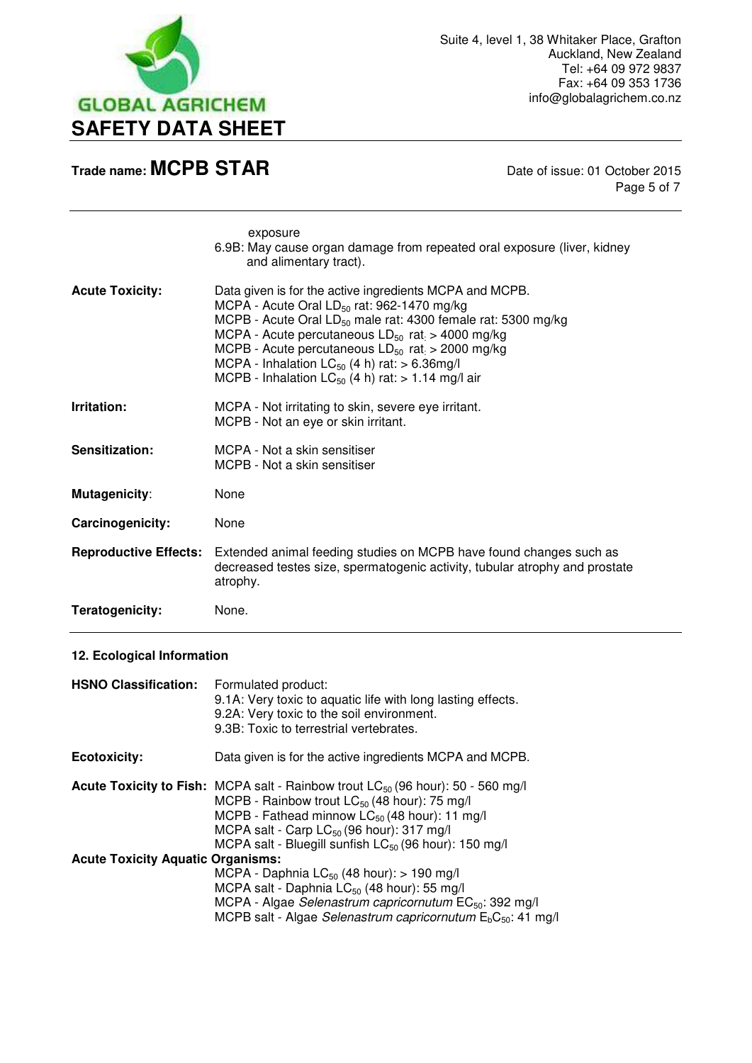exposure
6.9B: May cause organ damage from repeated oral exposure (liver, kidney and alimentary tract).

**Acute Toxicity:** Data given is for the active ingredients MCPA and MCPB.
MCPA - Acute Oral $LD_{50}$ rat: 962-1470 mg/kg
MCPB - Acute Oral $LD_{50}$ male rat: 4300 female rat: 5300 mg/kg
MCPA - Acute percutaneous $LD_{50}$ rat: > 4000 mg/kg
MCPB - Acute percutaneous $LD_{50}$ rat: > 2000 mg/kg
MCPA - Inhalation $LC_{50}$ (4 h) rat: > 6.36mg/l
MCPB - Inhalation $LC_{50}$ (4 h) rat: > 1.14 mg/l air

**Irritation:** MCPA - Not irritating to skin, severe eye irritant.
MCPB - Not an eye or skin irritant.

**Sensitization:** MCPA - Not a skin sensitiser
MCPB - Not a skin sensitiser

**Mutagenicity**: None

**Carcinogenicity:** None

**Reproductive Effects:** Extended animal feeding studies on MCPB have found changes such as decreased testes size, spermatogenic activity, tubular atrophy and prostate atrophy.

**Teratogenicity:** None.

## 12. Ecological Information

**HSNO Classification:** Formulated product:
9.1A: Very toxic to aquatic life with long lasting effects.
9.2A: Very toxic to the soil environment.
9.3B: Toxic to terrestrial vertebrates.

**Ecotoxicity:** Data given is for the active ingredients MCPA and MCPB.

**Acute Toxicity to Fish:** MCPA salt - Rainbow trout $LC_{50}$ (96 hour): 50 - 560 mg/l
MCPB - Rainbow trout $LC_{50}$ (48 hour): 75 mg/l
MCPB - Fathead minnow $LC_{50}$ (48 hour): 11 mg/l
MCPA salt - Carp $LC_{50}$ (96 hour): 317 mg/l
MCPA salt - Bluegill sunfish $LC_{50}$ (96 hour): 150 mg/l

**Acute Toxicity Aquatic Organisms:**
MCPA - Daphnia $LC_{50}$ (48 hour): > 190 mg/l
MCPA salt - Daphnia $LC_{50}$ (48 hour): 55 mg/l
MCPA - Algae *Selenastrum capricornutum* $EC_{50}$: 392 mg/l
MCPB salt - Algae *Selenastrum capricornutum* $E_bC_{50}$: 41 mg/l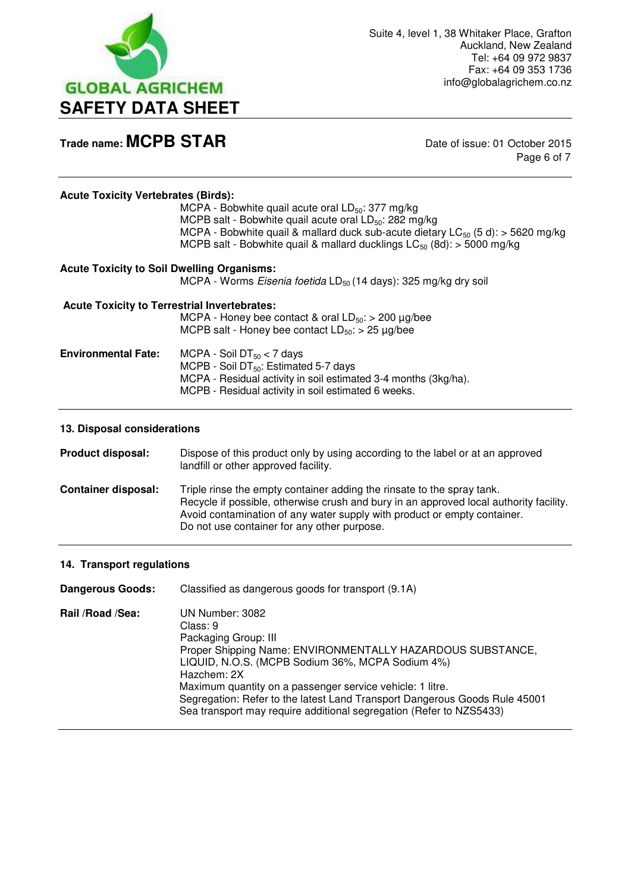**Acute Toxicity Vertebrates (Birds):**

MCPA - Bobwhite quail acute oral $LD_{50}$: 377 mg/kg
MCPB salt - Bobwhite quail acute oral $LD_{50}$: 282 mg/kg
MCPA - Bobwhite quail & mallard duck sub-acute dietary $LC_{50}$ (5 d): > 5620 mg/kg
MCPB salt - Bobwhite quail & mallard ducklings $LC_{50}$ (8d): > 5000 mg/kg

**Acute Toxicity to Soil Dwelling Organisms:**

MCPA - Worms *Eisenia foetida* $LD_{50}$ (14 days): 325 mg/kg dry soil

**Acute Toxicity to Terrestrial Invertebrates:**

MCPA - Honey bee contact & oral $LD_{50}$: > 200 µg/bee
MCPB salt - Honey bee contact $LD_{50}$: > 25 µg/bee

**Environmental Fate:**

MCPA - Soil $DT_{50}$ < 7 days
MCPB - Soil $DT_{50}$: Estimated 5-7 days
MCPA - Residual activity in soil estimated 3-4 months (3kg/ha).
MCPB - Residual activity in soil estimated 6 weeks.

## 13. Disposal considerations

**Product disposal:** Dispose of this product only by using according to the label or at an approved landfill or other approved facility.

**Container disposal:** Triple rinse the empty container adding the rinsate to the spray tank. Recycle if possible, otherwise crush and bury in an approved local authority facility. Avoid contamination of any water supply with product or empty container. Do not use container for any other purpose.

## 14. Transport regulations

**Dangerous Goods:** Classified as dangerous goods for transport (9.1A)

**Rail /Road /Sea:**

UN Number: 3082
Class: 9
Packaging Group: III
Proper Shipping Name: ENVIRONMENTALLY HAZARDOUS SUBSTANCE, LIQUID, N.O.S. (MCPB Sodium 36%, MCPA Sodium 4%)
Hazchem: 2X
Maximum quantity on a passenger service vehicle: 1 litre.
Segregation: Refer to the latest Land Transport Dangerous Goods Rule 45001
Sea transport may require additional segregation (Refer to NZS5433)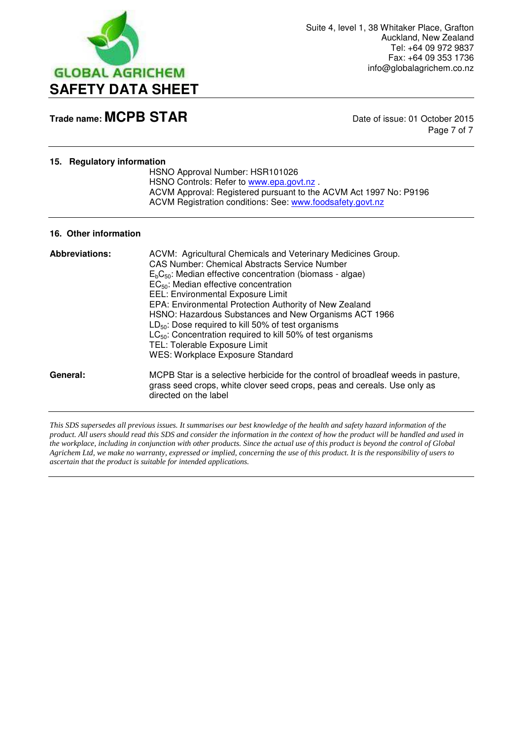## 15. Regulatory information

HSNO Approval Number: HSR101026
HSNO Controls: Refer to www.epa.govt.nz .
ACVM Approval: Registered pursuant to the ACVM Act 1997 No: P9196
ACVM Registration conditions: See: www.foodsafety.govt.nz

## 16. Other information

**Abbreviations:**

ACVM: Agricultural Chemicals and Veterinary Medicines Group.
CAS Number: Chemical Abstracts Service Number
$E_bC_{50}$: Median effective concentration (biomass - algae)
$EC_{50}$: Median effective concentration
EEL: Environmental Exposure Limit
EPA: Environmental Protection Authority of New Zealand
HSNO: Hazardous Substances and New Organisms ACT 1966
$LD_{50}$: Dose required to kill 50% of test organisms
$LC_{50}$: Concentration required to kill 50% of test organisms
TEL: Tolerable Exposure Limit
WES: Workplace Exposure Standard

**General:**

MCPB Star is a selective herbicide for the control of broadleaf weeds in pasture, grass seed crops, white clover seed crops, peas and cereals. Use only as directed on the label

*This SDS supersedes all previous issues. It summarises our best knowledge of the health and safety hazard information of the product. All users should read this SDS and consider the information in the context of how the product will be handled and used in the workplace, including in conjunction with other products. Since the actual use of this product is beyond the control of Global Agrichem Ltd, we make no warranty, expressed or implied, concerning the use of this product. It is the responsibility of users to ascertain that the product is suitable for intended applications.*